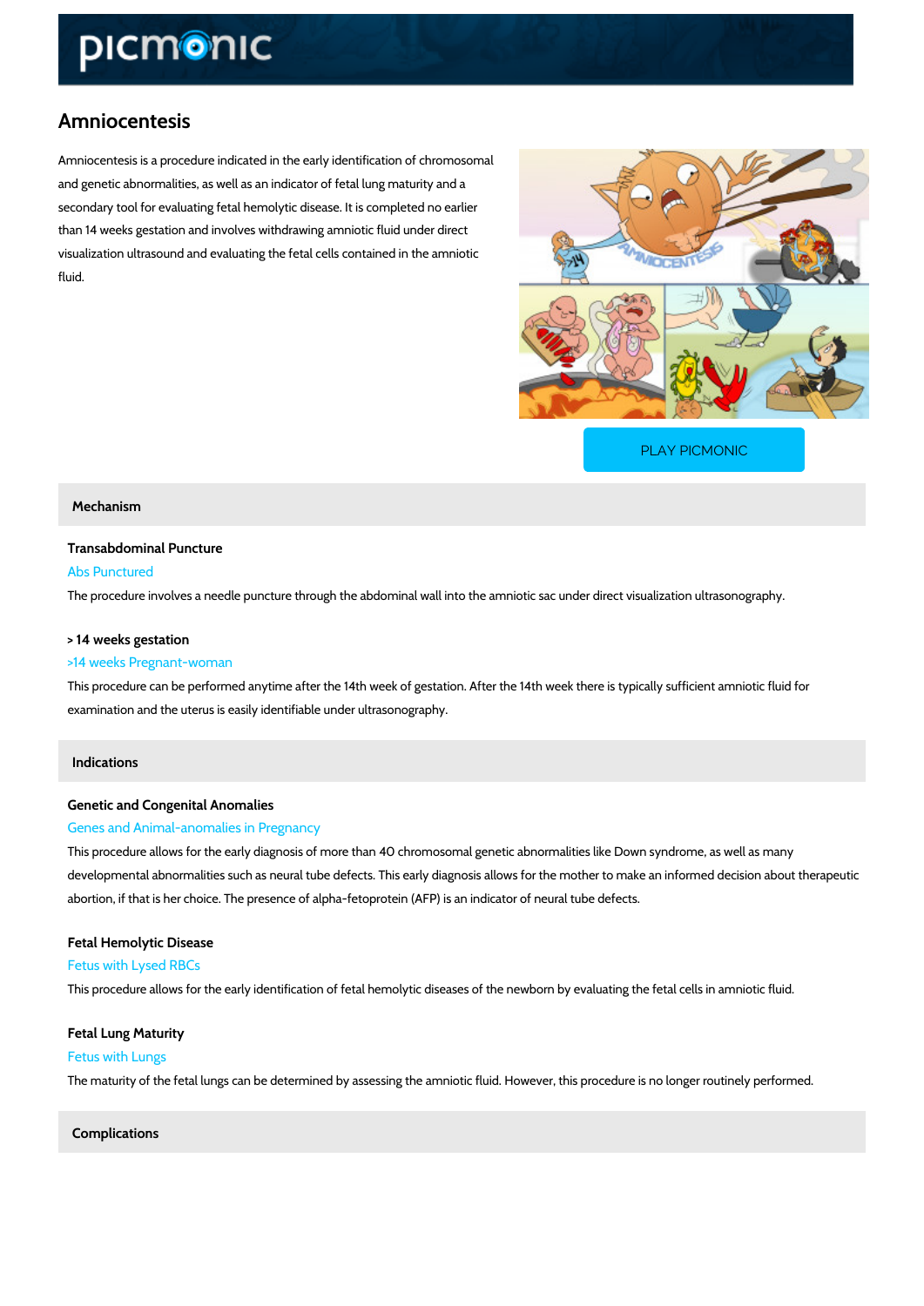# Amniocentesis

Amniocentesis is a procedure indicated in the early identification of chromosomal and genetic abnormalities, as well as an indicator of fetal lung maturity and a secondary tool for evaluating fetal hemolytic disease. It is completed no earlier than 14 weeks gestation and involves withdrawing amniotic fluid under direct visualization ultrasound and evaluating the fetal cells contained in the amniotic fluid.

PLAY PICMONIC

## Mechanism

### Transabdominal Puncture

Abs Punctured

The procedure involves a needle puncture through the abdominal wall into the amniotic sac under direct visualization ultrasonography.

### > 14 weeks gestation

>14 weeks Pregnant-woman

This procedure can be performed anytime after the 14th week of gestation. After the 14th week there is typically sufficient amniotic fluid for examination and the uterus is easily identifiable under ultrasonography.

## Indications

### Genetic and Congenital Anomalies

Genes and Animal-anomalies in Pregnancy

This procedure allows for the early diagnosis of more than 40 chromosomal genetic abnormalities like Down syndrome, as well as many developmental abnormalities such as neural tube defects. This early diagnosis allows for the mother to make an informed decision about therapeutic abortion, if that is her choice. The presence of alpha-fetoprotein (AFP) is an indicator of neural tube defects.

### Fetal Hemolytic Disease

Fetus with Lysed RBCs

This procedure allows for the early identification of fetal hemolytic diseases of the newborn by evaluating the fetal cells in amniotic fluid.

### Fetal Lung Maturity

Fetus with Lungs

The maturity of the fetal lungs can be determined by assessing the amniotic fluid. However, this procedure is no longer routinely performed.

## Complications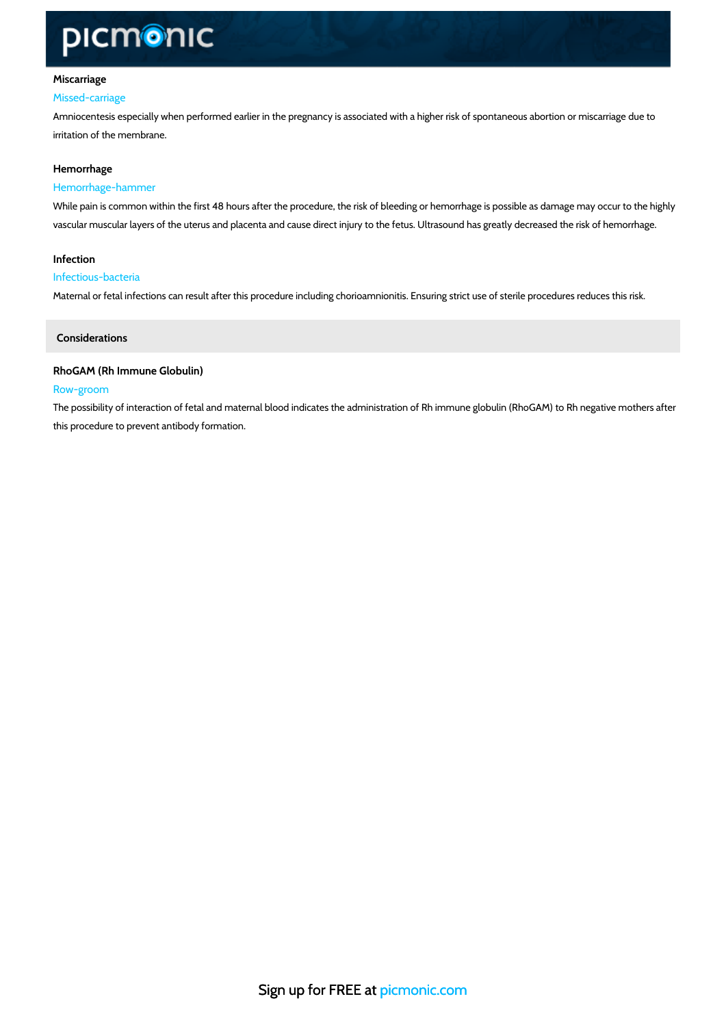### Miscarriage

Missed-carriage

Amniocentesis especially when performed earlier in the pregnancy is associated with a higher risk of spontaneous abortion or miscarriage due to irritation of the membrane.

### Hemorrhage

Hemorrhage-hammer

While pain is common within the first 48 hours after the procedure, the risk of bleeding or hemorrhage is possible as damage may occur to the highly vascular muscular layers of the uterus and placenta and cause direct injury to the fetus. Ultrasound has greatly decreased the risk of hemorrhage.

### Infection

Infectious-bacteria

Maternal or fetal infections can result after this procedure including chorioamnionitis. Ensuring strict use of sterile procedures reduces this risk.

## Considerations

### RhoGAM (Rh Immune Globulin)

Row-groom

The possibility of interaction of fetal and maternal blood indicates the administration of Rh immune globulin (RhoGAM) to Rh negative mothers after this procedure to prevent antibody formation.

Sign up for FREE at picmonic.com